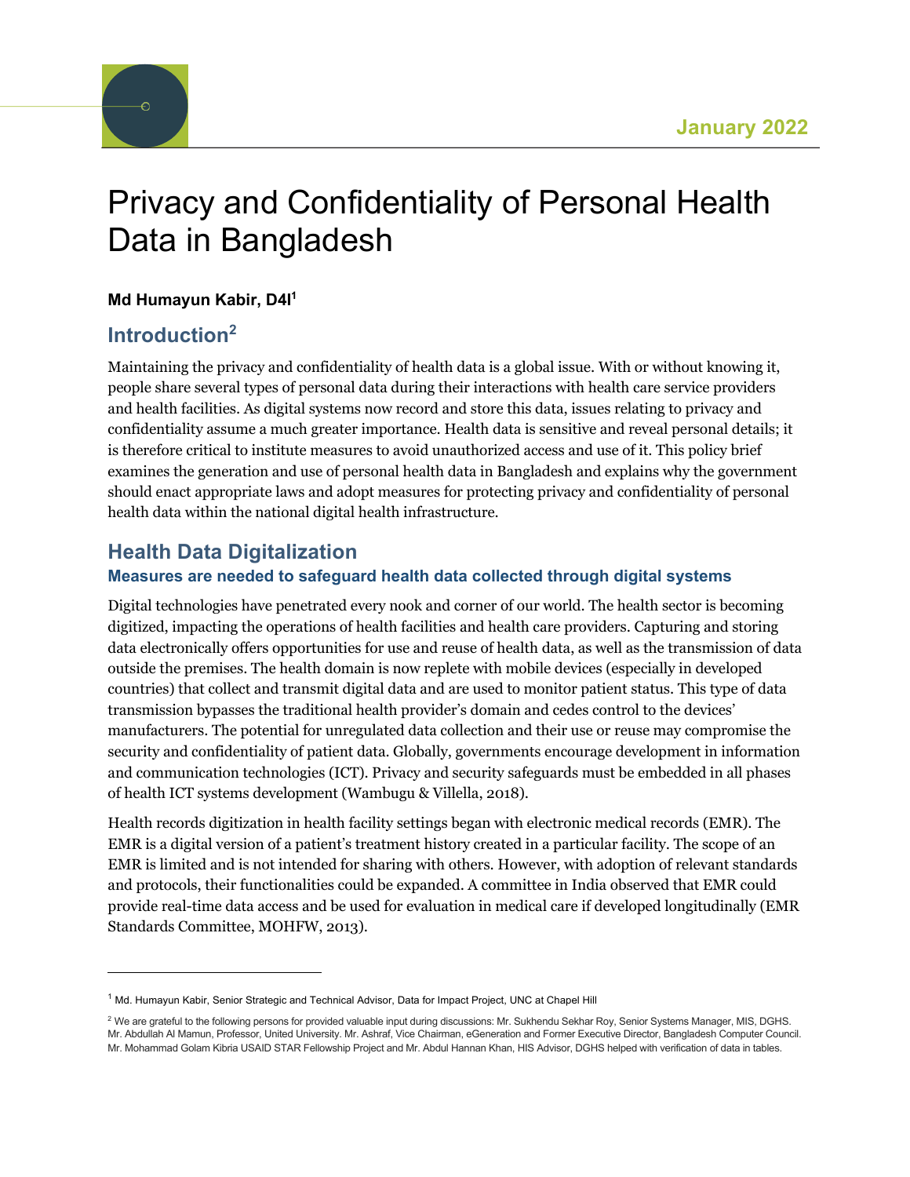January 2022

# Privacy and Confidentiality of Personal Health Data in Bangladesh

**Md Humayun Kabir, D4I[1]**

## Introduction[2]

Maintaining the privacy and confidentiality of health data is a global issue. With or without knowing it, people share several types of personal data during their interactions with health care service providers and health facilities. As digital systems now record and store this data, issues relating to privacy and confidentiality assume a much greater importance. Health data is sensitive and reveal personal details; it is therefore critical to institute measures to avoid unauthorized access and use of it. This policy brief examines the generation and use of personal health data in Bangladesh and explains why the government should enact appropriate laws and adopt measures for protecting privacy and confidentiality of personal health data within the national digital health infrastructure.

## Health Data Digitalization

### Measures are needed to safeguard health data collected through digital systems

Digital technologies have penetrated every nook and corner of our world. The health sector is becoming digitized, impacting the operations of health facilities and health care providers. Capturing and storing data electronically offers opportunities for use and reuse of health data, as well as the transmission of data outside the premises. The health domain is now replete with mobile devices (especially in developed countries) that collect and transmit digital data and are used to monitor patient status. This type of data transmission bypasses the traditional health provider's domain and cedes control to the devices' manufacturers. The potential for unregulated data collection and their use or reuse may compromise the security and confidentiality of patient data. Globally, governments encourage development in information and communication technologies (ICT). Privacy and security safeguards must be embedded in all phases of health ICT systems development (Wambugu & Villella, 2018).

Health records digitization in health facility settings began with electronic medical records (EMR). The EMR is a digital version of a patient's treatment history created in a particular facility. The scope of an EMR is limited and is not intended for sharing with others. However, with adoption of relevant standards and protocols, their functionalities could be expanded. A committee in India observed that EMR could provide real-time data access and be used for evaluation in medical care if developed longitudinally (EMR Standards Committee, MOHFW, 2013).

---

[1] Md. Humayun Kabir, Senior Strategic and Technical Advisor, Data for Impact Project, UNC at Chapel Hill

[2] We are grateful to the following persons for provided valuable input during discussions: Mr. Sukhendu Sekhar Roy, Senior Systems Manager, MIS, DGHS. Mr. Abdullah Al Mamun, Professor, United University. Mr. Ashraf, Vice Chairman, eGeneration and Former Executive Director, Bangladesh Computer Council. Mr. Mohammad Golam Kibria USAID STAR Fellowship Project and Mr. Abdul Hannan Khan, HIS Advisor, DGHS helped with verification of data in tables.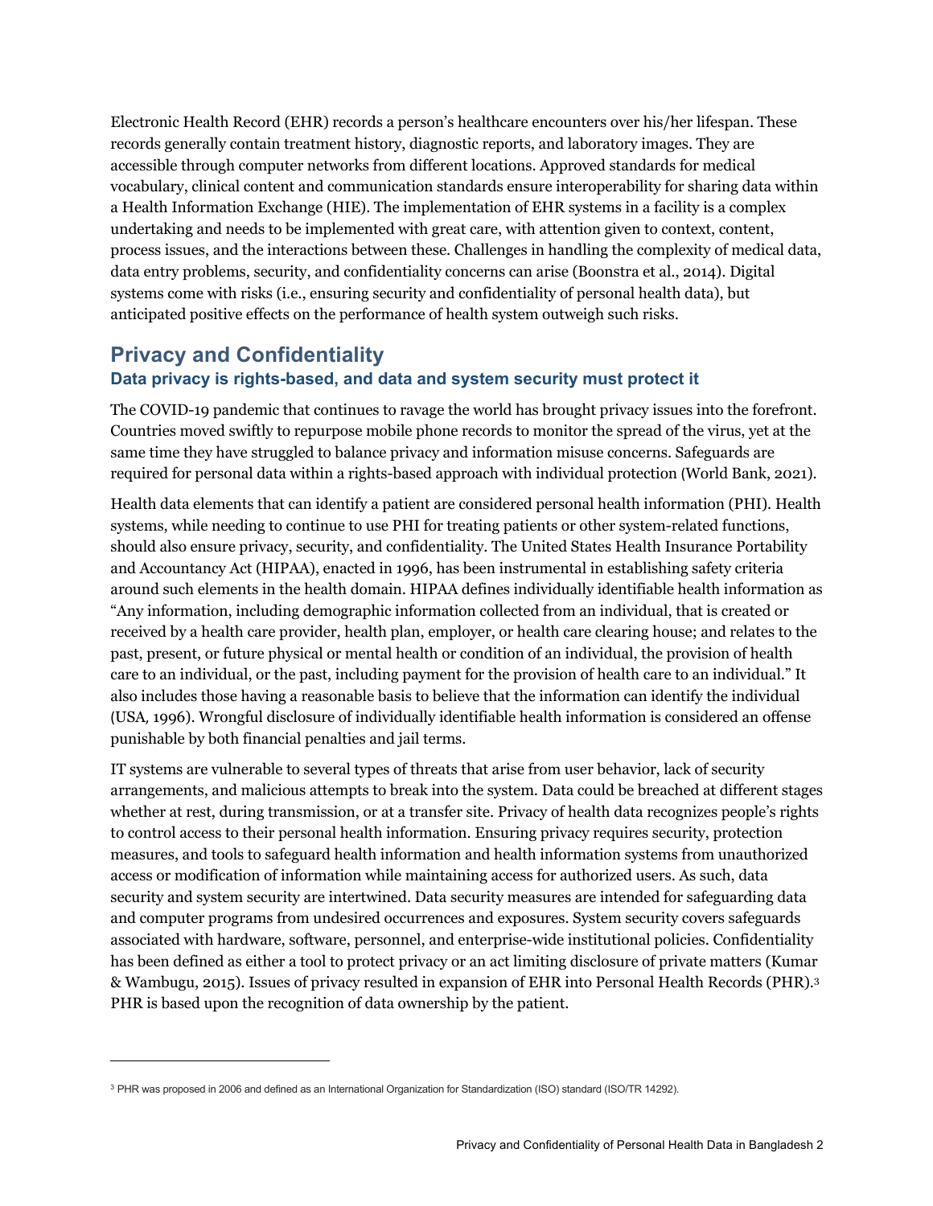Electronic Health Record (EHR) records a person's healthcare encounters over his/her lifespan. These records generally contain treatment history, diagnostic reports, and laboratory images. They are accessible through computer networks from different locations. Approved standards for medical vocabulary, clinical content and communication standards ensure interoperability for sharing data within a Health Information Exchange (HIE). The implementation of EHR systems in a facility is a complex undertaking and needs to be implemented with great care, with attention given to context, content, process issues, and the interactions between these. Challenges in handling the complexity of medical data, data entry problems, security, and confidentiality concerns can arise (Boonstra et al., 2014). Digital systems come with risks (i.e., ensuring security and confidentiality of personal health data), but anticipated positive effects on the performance of health system outweigh such risks.

## Privacy and Confidentiality

### Data privacy is rights-based, and data and system security must protect it

The COVID-19 pandemic that continues to ravage the world has brought privacy issues into the forefront. Countries moved swiftly to repurpose mobile phone records to monitor the spread of the virus, yet at the same time they have struggled to balance privacy and information misuse concerns. Safeguards are required for personal data within a rights-based approach with individual protection (World Bank, 2021).

Health data elements that can identify a patient are considered personal health information (PHI). Health systems, while needing to continue to use PHI for treating patients or other system-related functions, should also ensure privacy, security, and confidentiality. The United States Health Insurance Portability and Accountancy Act (HIPAA), enacted in 1996, has been instrumental in establishing safety criteria around such elements in the health domain. HIPAA defines individually identifiable health information as "Any information, including demographic information collected from an individual, that is created or received by a health care provider, health plan, employer, or health care clearing house; and relates to the past, present, or future physical or mental health or condition of an individual, the provision of health care to an individual, or the past, including payment for the provision of health care to an individual." It also includes those having a reasonable basis to believe that the information can identify the individual (USA, 1996). Wrongful disclosure of individually identifiable health information is considered an offense punishable by both financial penalties and jail terms.

IT systems are vulnerable to several types of threats that arise from user behavior, lack of security arrangements, and malicious attempts to break into the system. Data could be breached at different stages whether at rest, during transmission, or at a transfer site. Privacy of health data recognizes people's rights to control access to their personal health information. Ensuring privacy requires security, protection measures, and tools to safeguard health information and health information systems from unauthorized access or modification of information while maintaining access for authorized users. As such, data security and system security are intertwined. Data security measures are intended for safeguarding data and computer programs from undesired occurrences and exposures. System security covers safeguards associated with hardware, software, personnel, and enterprise-wide institutional policies. Confidentiality has been defined as either a tool to protect privacy or an act limiting disclosure of private matters (Kumar & Wambugu, 2015). Issues of privacy resulted in expansion of EHR into Personal Health Records (PHR).[3] PHR is based upon the recognition of data ownership by the patient.

[3] PHR was proposed in 2006 and defined as an International Organization for Standardization (ISO) standard (ISO/TR 14292).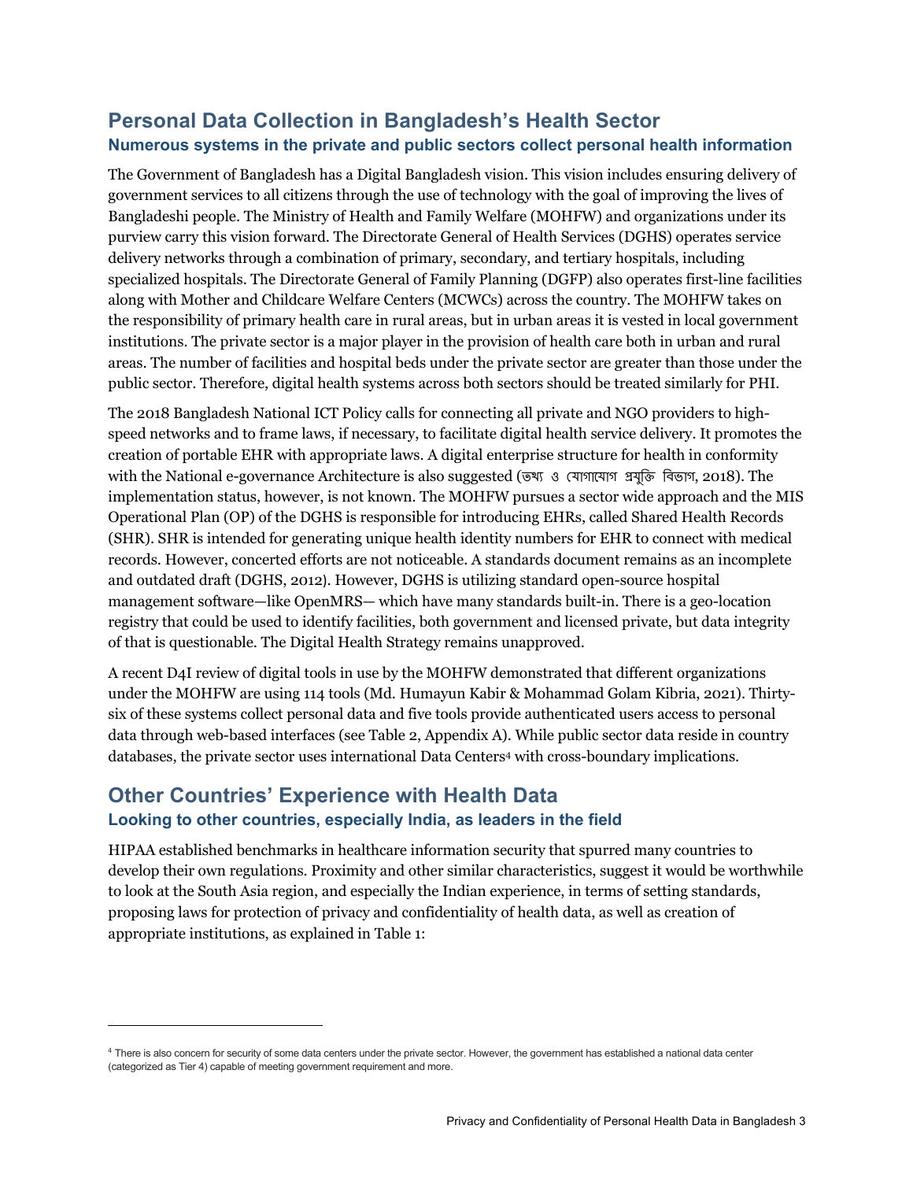## Personal Data Collection in Bangladesh's Health Sector

### Numerous systems in the private and public sectors collect personal health information

The Government of Bangladesh has a Digital Bangladesh vision. This vision includes ensuring delivery of government services to all citizens through the use of technology with the goal of improving the lives of Bangladeshi people. The Ministry of Health and Family Welfare (MOHFW) and organizations under its purview carry this vision forward. The Directorate General of Health Services (DGHS) operates service delivery networks through a combination of primary, secondary, and tertiary hospitals, including specialized hospitals. The Directorate General of Family Planning (DGFP) also operates first-line facilities along with Mother and Childcare Welfare Centers (MCWCs) across the country. The MOHFW takes on the responsibility of primary health care in rural areas, but in urban areas it is vested in local government institutions. The private sector is a major player in the provision of health care both in urban and rural areas. The number of facilities and hospital beds under the private sector are greater than those under the public sector. Therefore, digital health systems across both sectors should be treated similarly for PHI.

The 2018 Bangladesh National ICT Policy calls for connecting all private and NGO providers to high-speed networks and to frame laws, if necessary, to facilitate digital health service delivery. It promotes the creation of portable EHR with appropriate laws. A digital enterprise structure for health in conformity with the National e-governance Architecture is also suggested (তথ্য ও যোগাযোগ প্রযুক্তি বিভাগ, 2018). The implementation status, however, is not known. The MOHFW pursues a sector wide approach and the MIS Operational Plan (OP) of the DGHS is responsible for introducing EHRs, called Shared Health Records (SHR). SHR is intended for generating unique health identity numbers for EHR to connect with medical records. However, concerted efforts are not noticeable. A standards document remains as an incomplete and outdated draft (DGHS, 2012). However, DGHS is utilizing standard open-source hospital management software—like OpenMRS— which have many standards built-in. There is a geo-location registry that could be used to identify facilities, both government and licensed private, but data integrity of that is questionable. The Digital Health Strategy remains unapproved.

A recent D4I review of digital tools in use by the MOHFW demonstrated that different organizations under the MOHFW are using 114 tools (Md. Humayun Kabir & Mohammad Golam Kibria, 2021). Thirty-six of these systems collect personal data and five tools provide authenticated users access to personal data through web-based interfaces (see Table 2, Appendix A). While public sector data reside in country databases, the private sector uses international Data Centers[4] with cross-boundary implications.

## Other Countries' Experience with Health Data

### Looking to other countries, especially India, as leaders in the field

HIPAA established benchmarks in healthcare information security that spurred many countries to develop their own regulations. Proximity and other similar characteristics, suggest it would be worthwhile to look at the South Asia region, and especially the Indian experience, in terms of setting standards, proposing laws for protection of privacy and confidentiality of health data, as well as creation of appropriate institutions, as explained in Table 1:

---

[4] There is also concern for security of some data centers under the private sector. However, the government has established a national data center (categorized as Tier 4) capable of meeting government requirement and more.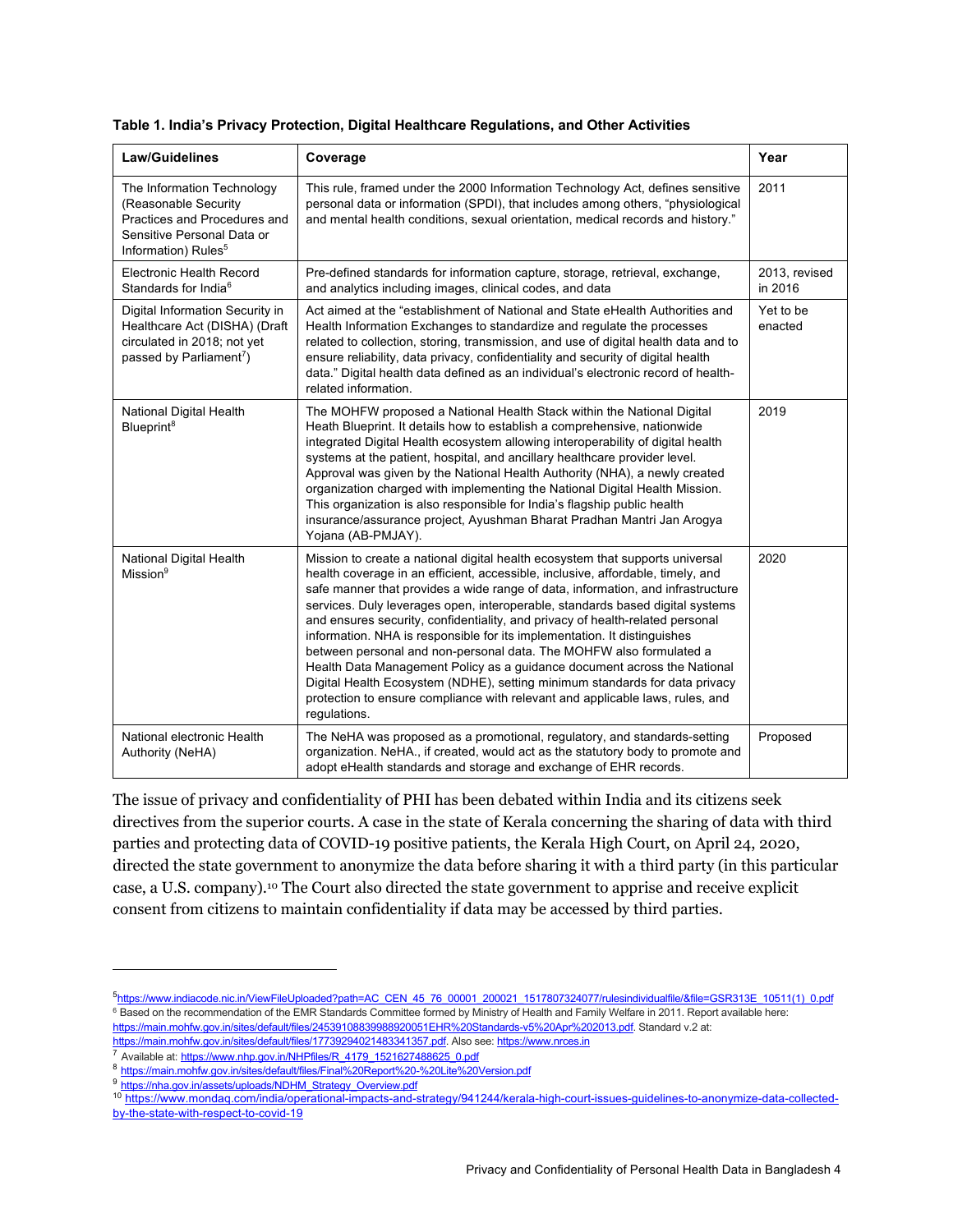**Table 1. India's Privacy Protection, Digital Healthcare Regulations, and Other Activities**

| Law/Guidelines | Coverage | Year |
|---|---|---|
| The Information Technology (Reasonable Security Practices and Procedures and Sensitive Personal Data or Information) Rules[5] | This rule, framed under the 2000 Information Technology Act, defines sensitive personal data or information (SPDI), that includes among others, "physiological and mental health conditions, sexual orientation, medical records and history." | 2011 |
| Electronic Health Record Standards for India[6] | Pre-defined standards for information capture, storage, retrieval, exchange, and analytics including images, clinical codes, and data | 2013, revised in 2016 |
| Digital Information Security in Healthcare Act (DISHA) (Draft circulated in 2018; not yet passed by Parliament[7]) | Act aimed at the "establishment of National and State eHealth Authorities and Health Information Exchanges to standardize and regulate the processes related to collection, storing, transmission, and use of digital health data and to ensure reliability, data privacy, confidentiality and security of digital health data." Digital health data defined as an individual's electronic record of health-related information. | Yet to be enacted |
| National Digital Health Blueprint[8] | The MOHFW proposed a National Health Stack within the National Digital Heath Blueprint. It details how to establish a comprehensive, nationwide integrated Digital Health ecosystem allowing interoperability of digital health systems at the patient, hospital, and ancillary healthcare provider level. Approval was given by the National Health Authority (NHA), a newly created organization charged with implementing the National Digital Health Mission. This organization is also responsible for India's flagship public health insurance/assurance project, Ayushman Bharat Pradhan Mantri Jan Arogya Yojana (AB-PMJAY). | 2019 |
| National Digital Health Mission[9] | Mission to create a national digital health ecosystem that supports universal health coverage in an efficient, accessible, inclusive, affordable, timely, and safe manner that provides a wide range of data, information, and infrastructure services. Duly leverages open, interoperable, standards based digital systems and ensures security, confidentiality, and privacy of health-related personal information. NHA is responsible for its implementation. It distinguishes between personal and non-personal data. The MOHFW also formulated a Health Data Management Policy as a guidance document across the National Digital Health Ecosystem (NDHE), setting minimum standards for data privacy protection to ensure compliance with relevant and applicable laws, rules, and regulations. | 2020 |
| National electronic Health Authority (NeHA) | The NeHA was proposed as a promotional, regulatory, and standards-setting organization. NeHA., if created, would act as the statutory body to promote and adopt eHealth standards and storage and exchange of EHR records. | Proposed |

The issue of privacy and confidentiality of PHI has been debated within India and its citizens seek directives from the superior courts. A case in the state of Kerala concerning the sharing of data with third parties and protecting data of COVID-19 positive patients, the Kerala High Court, on April 24, 2020, directed the state government to anonymize the data before sharing it with a third party (in this particular case, a U.S. company).[10] The Court also directed the state government to apprise and receive explicit consent from citizens to maintain confidentiality if data may be accessed by third parties.

---

[5] https://www.indiacode.nic.in/ViewFileUploaded?path=AC_CEN_45_76_00001_200021_1517807324077/rulesindividualfile/&file=GSR313E_10511(1)_0.pdf

[6] Based on the recommendation of the EMR Standards Committee formed by Ministry of Health and Family Welfare in 2011. Report available here: https://main.mohfw.gov.in/sites/default/files/24539108839988920051EHR%20Standards-v5%20Apr%202013.pdf. Standard v.2 at: https://main.mohfw.gov.in/sites/default/files/17739294021483341357.pdf. Also see: https://www.nrces.in

[7] Available at: https://www.nhp.gov.in/NHPfiles/R_4179_1521627488625_0.pdf

[8] https://main.mohfw.gov.in/sites/default/files/Final%20Report%20-%20Lite%20Version.pdf

[9] https://nha.gov.in/assets/uploads/NDHM_Strategy_Overview.pdf

[10] https://www.mondaq.com/india/operational-impacts-and-strategy/941244/kerala-high-court-issues-guidelines-to-anonymize-data-collected-by-the-state-with-respect-to-covid-19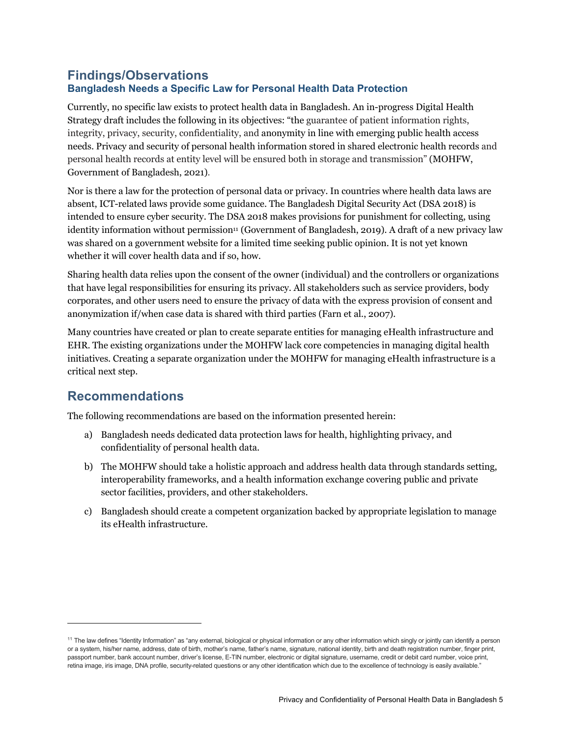## Findings/Observations

### Bangladesh Needs a Specific Law for Personal Health Data Protection

Currently, no specific law exists to protect health data in Bangladesh. An in-progress Digital Health Strategy draft includes the following in its objectives: "the guarantee of patient information rights, integrity, privacy, security, confidentiality, and anonymity in line with emerging public health access needs. Privacy and security of personal health information stored in shared electronic health records and personal health records at entity level will be ensured both in storage and transmission" (MOHFW, Government of Bangladesh, 2021).

Nor is there a law for the protection of personal data or privacy. In countries where health data laws are absent, ICT-related laws provide some guidance. The Bangladesh Digital Security Act (DSA 2018) is intended to ensure cyber security. The DSA 2018 makes provisions for punishment for collecting, using identity information without permission[11] (Government of Bangladesh, 2019). A draft of a new privacy law was shared on a government website for a limited time seeking public opinion. It is not yet known whether it will cover health data and if so, how.

Sharing health data relies upon the consent of the owner (individual) and the controllers or organizations that have legal responsibilities for ensuring its privacy. All stakeholders such as service providers, body corporates, and other users need to ensure the privacy of data with the express provision of consent and anonymization if/when case data is shared with third parties (Farn et al., 2007).

Many countries have created or plan to create separate entities for managing eHealth infrastructure and EHR. The existing organizations under the MOHFW lack core competencies in managing digital health initiatives. Creating a separate organization under the MOHFW for managing eHealth infrastructure is a critical next step.

## Recommendations

The following recommendations are based on the information presented herein:

a) Bangladesh needs dedicated data protection laws for health, highlighting privacy, and confidentiality of personal health data.

b) The MOHFW should take a holistic approach and address health data through standards setting, interoperability frameworks, and a health information exchange covering public and private sector facilities, providers, and other stakeholders.

c) Bangladesh should create a competent organization backed by appropriate legislation to manage its eHealth infrastructure.

---

[11] The law defines "Identity Information" as "any external, biological or physical information or any other information which singly or jointly can identify a person or a system, his/her name, address, date of birth, mother's name, father's name, signature, national identity, birth and death registration number, finger print, passport number, bank account number, driver's license, E-TIN number, electronic or digital signature, username, credit or debit card number, voice print, retina image, iris image, DNA profile, security-related questions or any other identification which due to the excellence of technology is easily available."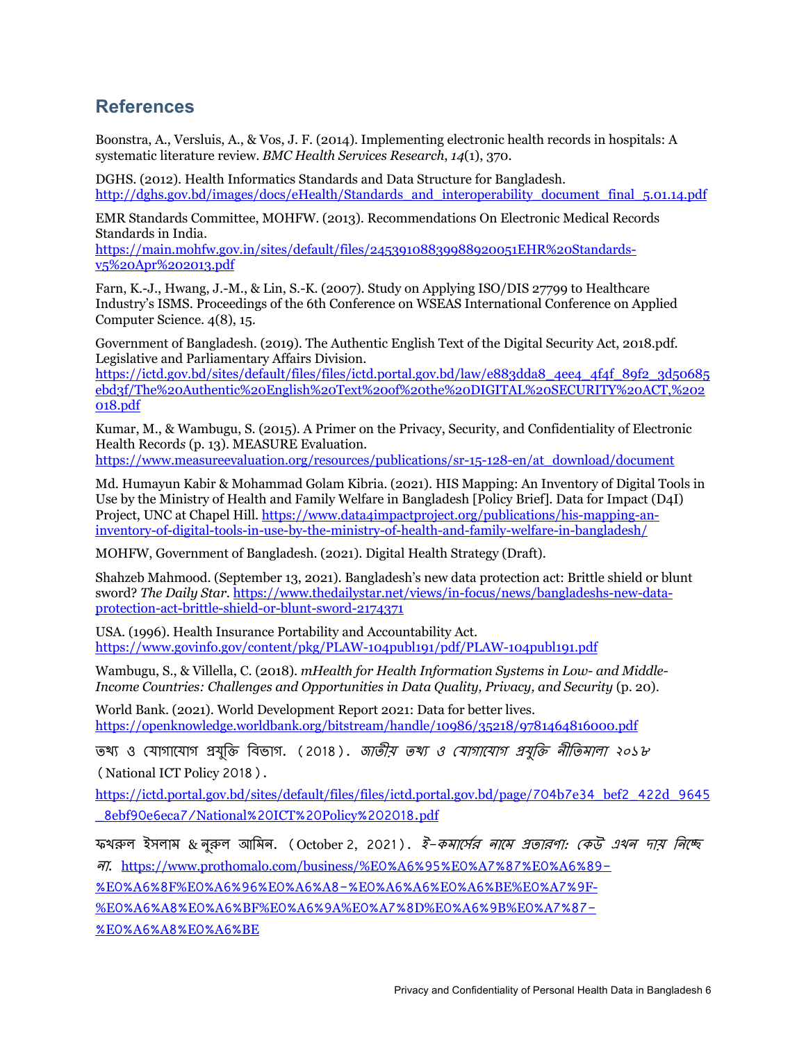## References

Boonstra, A., Versluis, A., & Vos, J. F. (2014). Implementing electronic health records in hospitals: A systematic literature review. *BMC Health Services Research*, *14*(1), 370.

DGHS. (2012). Health Informatics Standards and Data Structure for Bangladesh. http://dghs.gov.bd/images/docs/eHealth/Standards_and_interoperability_document_final_5.01.14.pdf

EMR Standards Committee, MOHFW. (2013). Recommendations On Electronic Medical Records Standards in India. https://main.mohfw.gov.in/sites/default/files/24539108839988920051EHR%20Standards-v5%20Apr%202013.pdf

Farn, K.-J., Hwang, J.-M., & Lin, S.-K. (2007). Study on Applying ISO/DIS 27799 to Healthcare Industry's ISMS. Proceedings of the 6th Conference on WSEAS International Conference on Applied Computer Science. 4(8), 15.

Government of Bangladesh. (2019). The Authentic English Text of the Digital Security Act, 2018.pdf. Legislative and Parliamentary Affairs Division. https://ictd.gov.bd/sites/default/files/files/ictd.portal.gov.bd/law/e883dda8_4ee4_4f4f_89f2_3d50685ebd3f/The%20Authentic%20English%20Text%20of%20the%20DIGITAL%20SECURITY%20ACT,%202018.pdf

Kumar, M., & Wambugu, S. (2015). A Primer on the Privacy, Security, and Confidentiality of Electronic Health Records (p. 13). MEASURE Evaluation. https://www.measureevaluation.org/resources/publications/sr-15-128-en/at_download/document

Md. Humayun Kabir & Mohammad Golam Kibria. (2021). HIS Mapping: An Inventory of Digital Tools in Use by the Ministry of Health and Family Welfare in Bangladesh [Policy Brief]. Data for Impact (D4I) Project, UNC at Chapel Hill. https://www.data4impactproject.org/publications/his-mapping-an-inventory-of-digital-tools-in-use-by-the-ministry-of-health-and-family-welfare-in-bangladesh/

MOHFW, Government of Bangladesh. (2021). Digital Health Strategy (Draft).

Shahzeb Mahmood. (September 13, 2021). Bangladesh's new data protection act: Brittle shield or blunt sword? *The Daily Star*. https://www.thedailystar.net/views/in-focus/news/bangladeshs-new-data-protection-act-brittle-shield-or-blunt-sword-2174371

USA. (1996). Health Insurance Portability and Accountability Act. https://www.govinfo.gov/content/pkg/PLAW-104publ191/pdf/PLAW-104publ191.pdf

Wambugu, S., & Villella, C. (2018). *mHealth for Health Information Systems in Low- and Middle-Income Countries: Challenges and Opportunities in Data Quality, Privacy, and Security* (p. 20).

World Bank. (2021). World Development Report 2021: Data for better lives. https://openknowledge.worldbank.org/bitstream/handle/10986/35218/9781464816000.pdf

তথ্য ও যোগাযোগ প্রযুক্তি বিভাগ. (2018). *জাতীয় তথ্য ও যোগাযোগ প্রযুক্তি নীতিমালা ২০১৮* (National ICT Policy 2018). https://ictd.portal.gov.bd/sites/default/files/files/ictd.portal.gov.bd/page/704b7e34_bef2_422d_9645_8ebf90e6eca7/National%20ICT%20Policy%202018.pdf

ফখরুল ইসলাম & নুরুল আমিন. (October 2, 2021). *ই-কমার্সের নামে প্রতারণা: কেউ এখন দায় নিচ্ছে না.* https://www.prothomalo.com/business/%E0%A6%95%E0%A7%87%E0%A6%89-%E0%A6%8F%E0%A6%96%E0%A6%A8-%E0%A6%A6%E0%A6%BE%E0%A7%9F-%E0%A6%A8%E0%A6%BF%E0%A6%9A%E0%A7%8D%E0%A6%9B%E0%A7%87-%E0%A6%A8%E0%A6%BE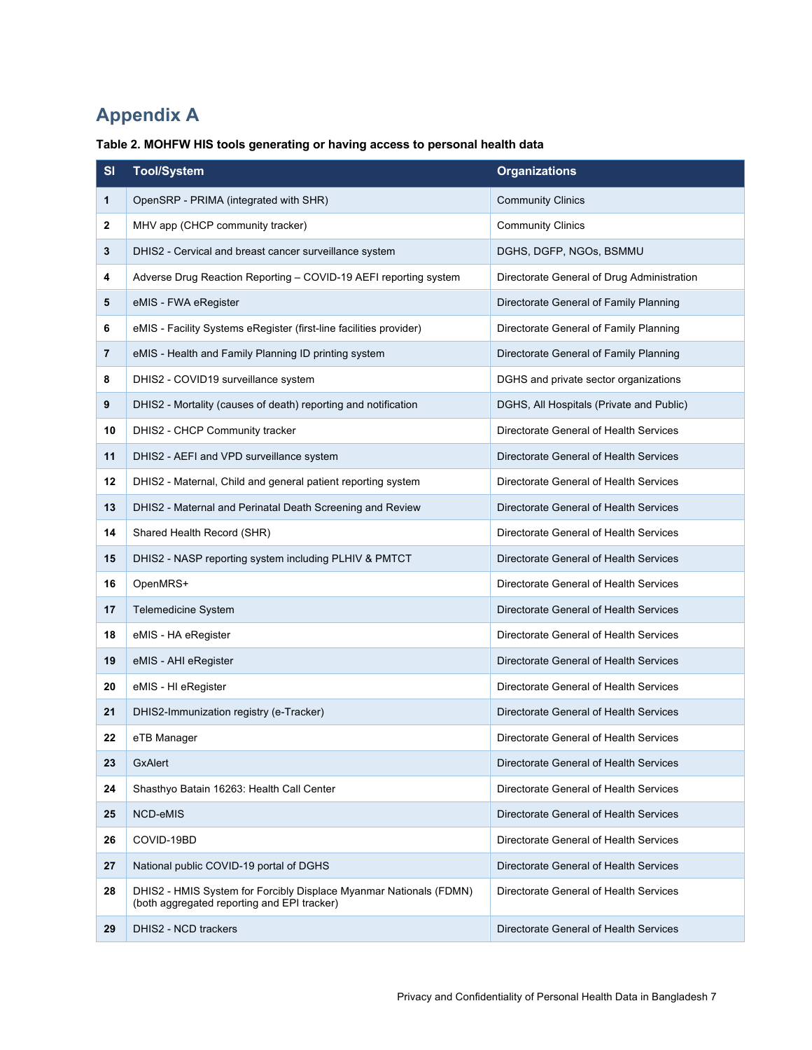# Appendix A

**Table 2. MOHFW HIS tools generating or having access to personal health data**

| Sl | Tool/System | Organizations |
|---|---|---|
| 1 | OpenSRP - PRIMA (integrated with SHR) | Community Clinics |
| 2 | MHV app (CHCP community tracker) | Community Clinics |
| 3 | DHIS2 - Cervical and breast cancer surveillance system | DGHS, DGFP, NGOs, BSMMU |
| 4 | Adverse Drug Reaction Reporting – COVID-19 AEFI reporting system | Directorate General of Drug Administration |
| 5 | eMIS - FWA eRegister | Directorate General of Family Planning |
| 6 | eMIS - Facility Systems eRegister (first-line facilities provider) | Directorate General of Family Planning |
| 7 | eMIS - Health and Family Planning ID printing system | Directorate General of Family Planning |
| 8 | DHIS2 - COVID19 surveillance system | DGHS and private sector organizations |
| 9 | DHIS2 - Mortality (causes of death) reporting and notification | DGHS, All Hospitals (Private and Public) |
| 10 | DHIS2 - CHCP Community tracker | Directorate General of Health Services |
| 11 | DHIS2 - AEFI and VPD surveillance system | Directorate General of Health Services |
| 12 | DHIS2 - Maternal, Child and general patient reporting system | Directorate General of Health Services |
| 13 | DHIS2 - Maternal and Perinatal Death Screening and Review | Directorate General of Health Services |
| 14 | Shared Health Record (SHR) | Directorate General of Health Services |
| 15 | DHIS2 - NASP reporting system including PLHIV & PMTCT | Directorate General of Health Services |
| 16 | OpenMRS+ | Directorate General of Health Services |
| 17 | Telemedicine System | Directorate General of Health Services |
| 18 | eMIS - HA eRegister | Directorate General of Health Services |
| 19 | eMIS - AHI eRegister | Directorate General of Health Services |
| 20 | eMIS - HI eRegister | Directorate General of Health Services |
| 21 | DHIS2-Immunization registry (e-Tracker) | Directorate General of Health Services |
| 22 | eTB Manager | Directorate General of Health Services |
| 23 | GxAlert | Directorate General of Health Services |
| 24 | Shasthyo Batain 16263: Health Call Center | Directorate General of Health Services |
| 25 | NCD-eMIS | Directorate General of Health Services |
| 26 | COVID-19BD | Directorate General of Health Services |
| 27 | National public COVID-19 portal of DGHS | Directorate General of Health Services |
| 28 | DHIS2 - HMIS System for Forcibly Displace Myanmar Nationals (FDMN) (both aggregated reporting and EPI tracker) | Directorate General of Health Services |
| 29 | DHIS2 - NCD trackers | Directorate General of Health Services |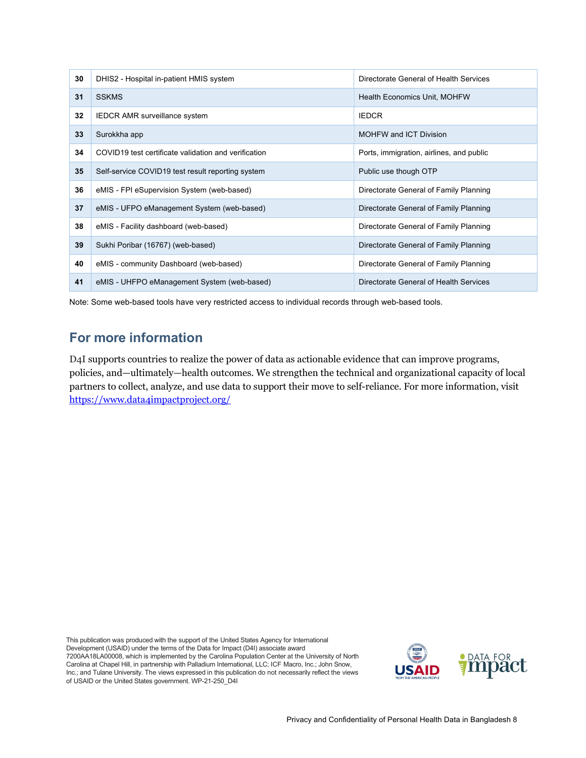| | | |
|---|---|---|
| **30** | DHIS2 - Hospital in-patient HMIS system | Directorate General of Health Services |
| **31** | SSKMS | Health Economics Unit, MOHFW |
| **32** | IEDCR AMR surveillance system | IEDCR |
| **33** | Surokkha app | MOHFW and ICT Division |
| **34** | COVID19 test certificate validation and verification | Ports, immigration, airlines, and public |
| **35** | Self-service COVID19 test result reporting system | Public use though OTP |
| **36** | eMIS - FPI eSupervision System (web-based) | Directorate General of Family Planning |
| **37** | eMIS - UFPO eManagement System (web-based) | Directorate General of Family Planning |
| **38** | eMIS - Facility dashboard (web-based) | Directorate General of Family Planning |
| **39** | Sukhi Poribar (16767) (web-based) | Directorate General of Family Planning |
| **40** | eMIS - community Dashboard (web-based) | Directorate General of Family Planning |
| **41** | eMIS - UHFPO eManagement System (web-based) | Directorate General of Health Services |

Note: Some web-based tools have very restricted access to individual records through web-based tools.

## For more information

D4I supports countries to realize the power of data as actionable evidence that can improve programs, policies, and—ultimately—health outcomes. We strengthen the technical and organizational capacity of local partners to collect, analyze, and use data to support their move to self-reliance. For more information, visit https://www.data4impactproject.org/

This publication was produced with the support of the United States Agency for International Development (USAID) under the terms of the Data for Impact (D4I) associate award 7200AA18LA00008, which is implemented by the Carolina Population Center at the University of North Carolina at Chapel Hill, in partnership with Palladium International, LLC; ICF Macro, Inc.; John Snow, Inc.; and Tulane University. The views expressed in this publication do not necessarily reflect the views of USAID or the United States government. WP-21-250_D4I